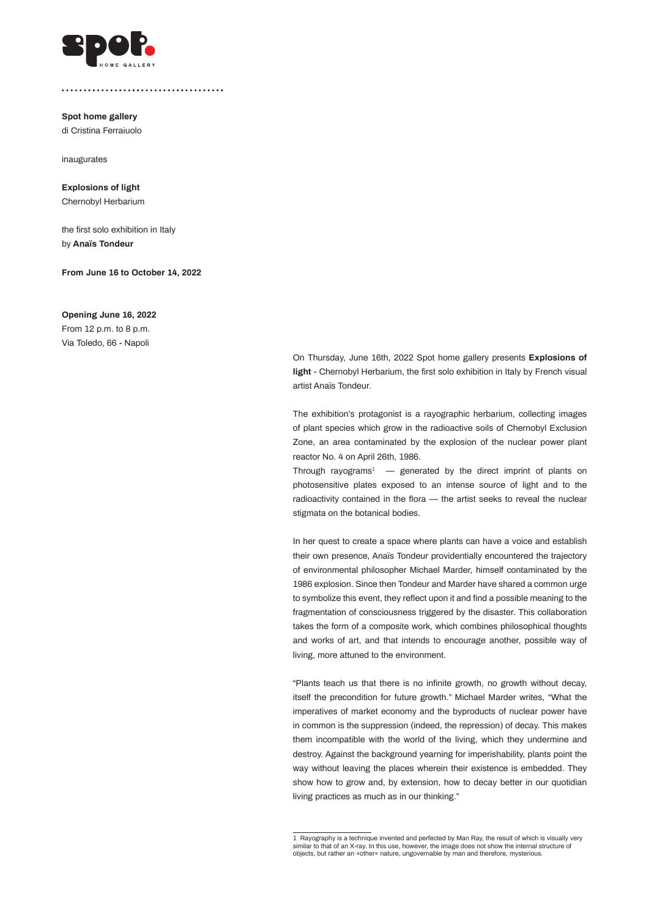**Spot home gallery**
di Cristina Ferraiuolo

inaugurates

**Explosions of light**
Chernobyl Herbarium

the first solo exhibition in Italy
by **Anaïs Tondeur**

**From June 16 to October 14, 2022**

**Opening June 16, 2022**
From 12 p.m. to 8 p.m.
Via Toledo, 66 - Napoli

On Thursday, June 16th, 2022 Spot home gallery presents **Explosions of light** - Chernobyl Herbarium, the first solo exhibition in Italy by French visual artist Anaïs Tondeur.

The exhibition's protagonist is a rayographic herbarium, collecting images of plant species which grow in the radioactive soils of Chernobyl Exclusion Zone, an area contaminated by the explosion of the nuclear power plant reactor No. 4 on April 26th, 1986.
Through rayograms[1] — generated by the direct imprint of plants on photosensitive plates exposed to an intense source of light and to the radioactivity contained in the flora — the artist seeks to reveal the nuclear stigmata on the botanical bodies.

In her quest to create a space where plants can have a voice and establish their own presence, Anaïs Tondeur providentially encountered the trajectory of environmental philosopher Michael Marder, himself contaminated by the 1986 explosion. Since then Tondeur and Marder have shared a common urge to symbolize this event, they reflect upon it and find a possible meaning to the fragmentation of consciousness triggered by the disaster. This collaboration takes the form of a composite work, which combines philosophical thoughts and works of art, and that intends to encourage another, possible way of living, more attuned to the environment.

"Plants teach us that there is no infinite growth, no growth without decay, itself the precondition for future growth." Michael Marder writes, "What the imperatives of market economy and the byproducts of nuclear power have in common is the suppression (indeed, the repression) of decay. This makes them incompatible with the world of the living, which they undermine and destroy. Against the background yearning for imperishability, plants point the way without leaving the places wherein their existence is embedded. They show how to grow and, by extension, how to decay better in our quotidian living practices as much as in our thinking."

---

1 Rayography is a technique invented and perfected by Man Ray, the result of which is visually very similar to that of an X-ray. In this use, however, the image does not show the internal structure of objects, but rather an «other» nature, ungovernable by man and therefore, mysterious.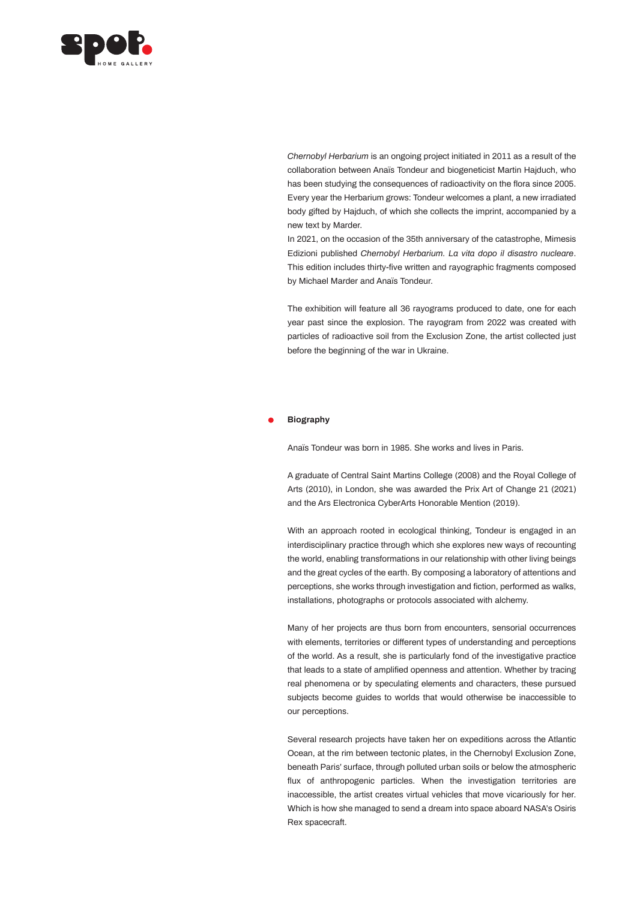*Chernobyl Herbarium* is an ongoing project initiated in 2011 as a result of the collaboration between Anaïs Tondeur and biogeneticist Martin Hajduch, who has been studying the consequences of radioactivity on the flora since 2005. Every year the Herbarium grows: Tondeur welcomes a plant, a new irradiated body gifted by Hajduch, of which she collects the imprint, accompanied by a new text by Marder.
In 2021, on the occasion of the 35th anniversary of the catastrophe, Mimesis Edizioni published *Chernobyl Herbarium. La vita dopo il disastro nucleare*. This edition includes thirty-five written and rayographic fragments composed by Michael Marder and Anaïs Tondeur.

The exhibition will feature all 36 rayograms produced to date, one for each year past since the explosion. The rayogram from 2022 was created with particles of radioactive soil from the Exclusion Zone, the artist collected just before the beginning of the war in Ukraine.

## Biography

Anaïs Tondeur was born in 1985. She works and lives in Paris.

A graduate of Central Saint Martins College (2008) and the Royal College of Arts (2010), in London, she was awarded the Prix Art of Change 21 (2021) and the Ars Electronica CyberArts Honorable Mention (2019).

With an approach rooted in ecological thinking, Tondeur is engaged in an interdisciplinary practice through which she explores new ways of recounting the world, enabling transformations in our relationship with other living beings and the great cycles of the earth. By composing a laboratory of attentions and perceptions, she works through investigation and fiction, performed as walks, installations, photographs or protocols associated with alchemy.

Many of her projects are thus born from encounters, sensorial occurrences with elements, territories or different types of understanding and perceptions of the world. As a result, she is particularly fond of the investigative practice that leads to a state of amplified openness and attention. Whether by tracing real phenomena or by speculating elements and characters, these pursued subjects become guides to worlds that would otherwise be inaccessible to our perceptions.

Several research projects have taken her on expeditions across the Atlantic Ocean, at the rim between tectonic plates, in the Chernobyl Exclusion Zone, beneath Paris' surface, through polluted urban soils or below the atmospheric flux of anthropogenic particles. When the investigation territories are inaccessible, the artist creates virtual vehicles that move vicariously for her. Which is how she managed to send a dream into space aboard NASA's Osiris Rex spacecraft.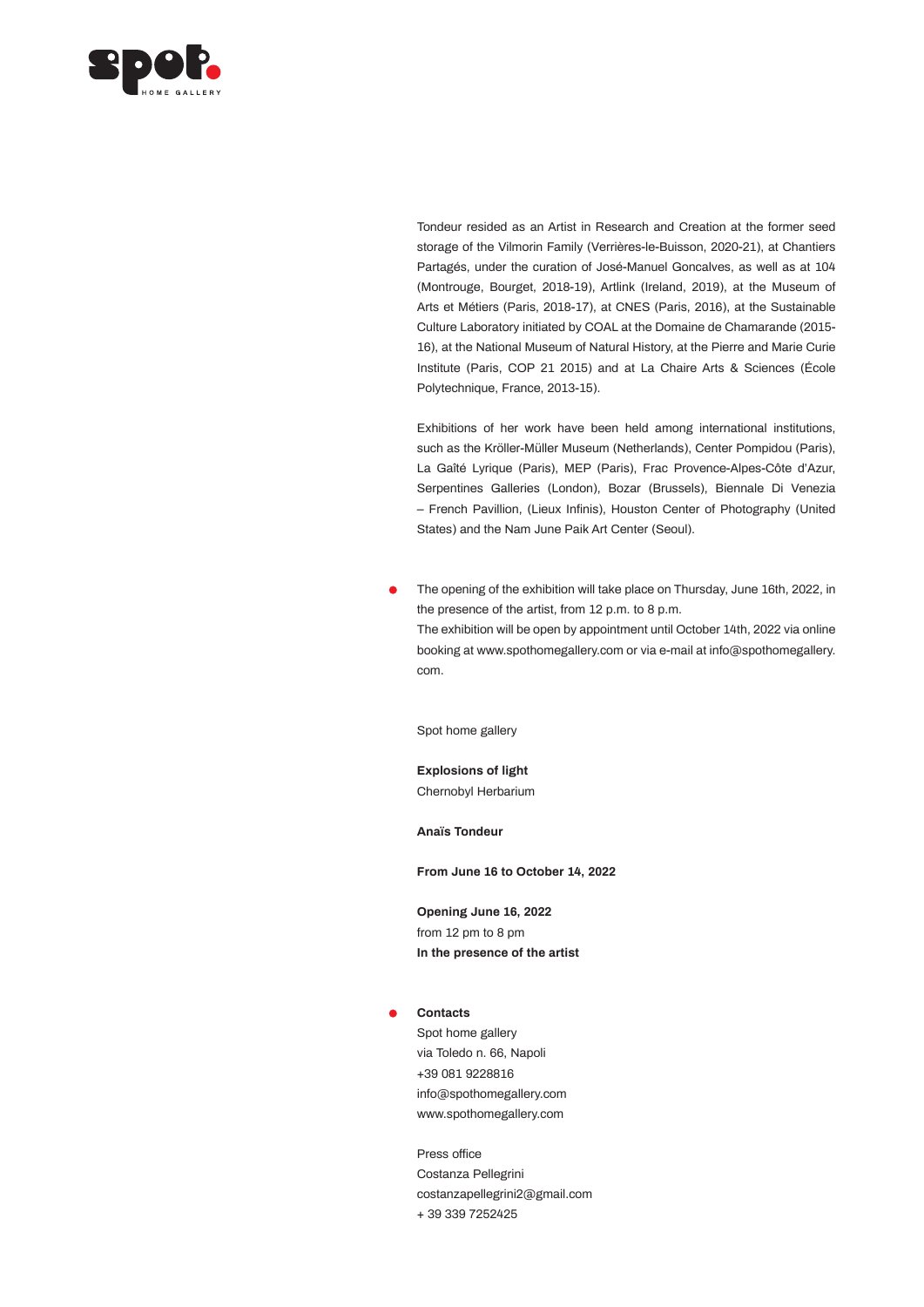Tondeur resided as an Artist in Research and Creation at the former seed storage of the Vilmorin Family (Verrières-le-Buisson, 2020-21), at Chantiers Partagés, under the curation of José-Manuel Goncalves, as well as at 104 (Montrouge, Bourget, 2018-19), Artlink (Ireland, 2019), at the Museum of Arts et Métiers (Paris, 2018-17), at CNES (Paris, 2016), at the Sustainable Culture Laboratory initiated by COAL at the Domaine de Chamarande (2015-16), at the National Museum of Natural History, at the Pierre and Marie Curie Institute (Paris, COP 21 2015) and at La Chaire Arts & Sciences (École Polytechnique, France, 2013-15).

Exhibitions of her work have been held among international institutions, such as the Kröller-Müller Museum (Netherlands), Center Pompidou (Paris), La Gaîté Lyrique (Paris), MEP (Paris), Frac Provence-Alpes-Côte d'Azur, Serpentines Galleries (London), Bozar (Brussels), Biennale Di Venezia – French Pavillion, (Lieux Infinis), Houston Center of Photography (United States) and the Nam June Paik Art Center (Seoul).

- The opening of the exhibition will take place on Thursday, June 16th, 2022, in the presence of the artist, from 12 p.m. to 8 p.m.
The exhibition will be open by appointment until October 14th, 2022 via online booking at www.spothomegallery.com or via e-mail at info@spothomegallery.com.

Spot home gallery

**Explosions of light**
Chernobyl Herbarium

**Anaïs Tondeur**

**From June 16 to October 14, 2022**

**Opening June 16, 2022**
from 12 pm to 8 pm
**In the presence of the artist**

- **Contacts**
Spot home gallery
via Toledo n. 66, Napoli
+39 081 9228816
info@spothomegallery.com
www.spothomegallery.com

Press office
Costanza Pellegrini
costanzapellegrini2@gmail.com
+ 39 339 7252425